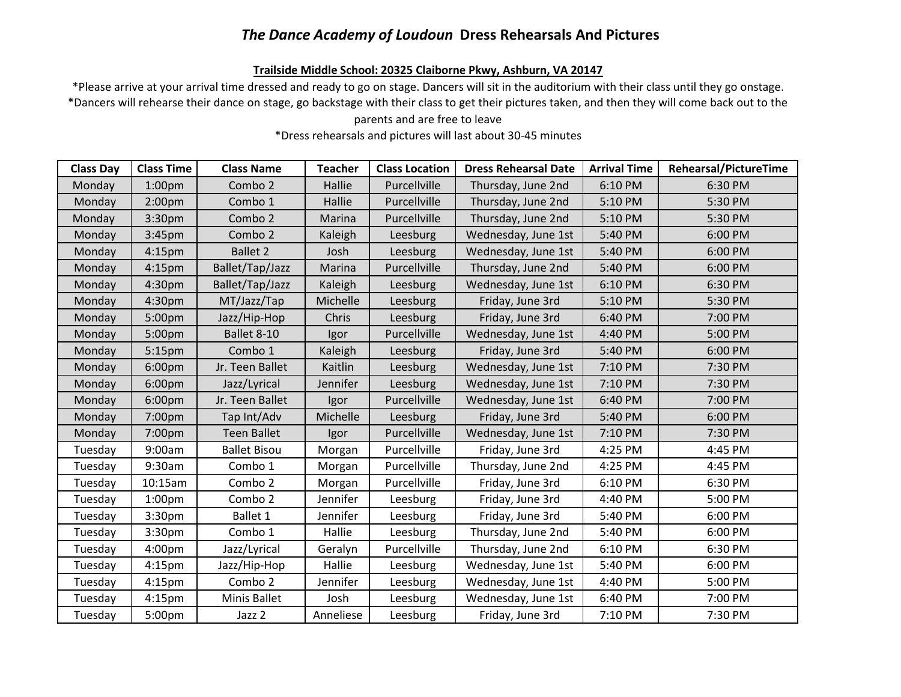# *The Dance Academy of Loudoun* Dress Rehearsals And Pictures

**Trailside Middle School: 20325 Claiborne Pkwy, Ashburn, VA 20147**

*Please arrive at your arrival time dressed and ready to go on stage. Dancers will sit in the auditorium with their class until they go onstage.

*Dancers will rehearse their dance on stage, go backstage with their class to get their pictures taken, and then they will come back out to the parents and are free to leave

*Dress rehearsals and pictures will last about 30-45 minutes

| Class Day | Class Time | Class Name | Teacher | Class Location | Dress Rehearsal Date | Arrival Time | Rehearsal/PictureTime |
|---|---|---|---|---|---|---|---|
| Monday | 1:00pm | Combo 2 | Hallie | Purcellville | Thursday, June 2nd | 6:10 PM | 6:30 PM |
| Monday | 2:00pm | Combo 1 | Hallie | Purcellville | Thursday, June 2nd | 5:10 PM | 5:30 PM |
| Monday | 3:30pm | Combo 2 | Marina | Purcellville | Thursday, June 2nd | 5:10 PM | 5:30 PM |
| Monday | 3:45pm | Combo 2 | Kaleigh | Leesburg | Wednesday, June 1st | 5:40 PM | 6:00 PM |
| Monday | 4:15pm | Ballet 2 | Josh | Leesburg | Wednesday, June 1st | 5:40 PM | 6:00 PM |
| Monday | 4:15pm | Ballet/Tap/Jazz | Marina | Purcellville | Thursday, June 2nd | 5:40 PM | 6:00 PM |
| Monday | 4:30pm | Ballet/Tap/Jazz | Kaleigh | Leesburg | Wednesday, June 1st | 6:10 PM | 6:30 PM |
| Monday | 4:30pm | MT/Jazz/Tap | Michelle | Leesburg | Friday, June 3rd | 5:10 PM | 5:30 PM |
| Monday | 5:00pm | Jazz/Hip-Hop | Chris | Leesburg | Friday, June 3rd | 6:40 PM | 7:00 PM |
| Monday | 5:00pm | Ballet 8-10 | Igor | Purcellville | Wednesday, June 1st | 4:40 PM | 5:00 PM |
| Monday | 5:15pm | Combo 1 | Kaleigh | Leesburg | Friday, June 3rd | 5:40 PM | 6:00 PM |
| Monday | 6:00pm | Jr. Teen Ballet | Kaitlin | Leesburg | Wednesday, June 1st | 7:10 PM | 7:30 PM |
| Monday | 6:00pm | Jazz/Lyrical | Jennifer | Leesburg | Wednesday, June 1st | 7:10 PM | 7:30 PM |
| Monday | 6:00pm | Jr. Teen Ballet | Igor | Purcellville | Wednesday, June 1st | 6:40 PM | 7:00 PM |
| Monday | 7:00pm | Tap Int/Adv | Michelle | Leesburg | Friday, June 3rd | 5:40 PM | 6:00 PM |
| Monday | 7:00pm | Teen Ballet | Igor | Purcellville | Wednesday, June 1st | 7:10 PM | 7:30 PM |
| Tuesday | 9:00am | Ballet Bisou | Morgan | Purcellville | Friday, June 3rd | 4:25 PM | 4:45 PM |
| Tuesday | 9:30am | Combo 1 | Morgan | Purcellville | Thursday, June 2nd | 4:25 PM | 4:45 PM |
| Tuesday | 10:15am | Combo 2 | Morgan | Purcellville | Friday, June 3rd | 6:10 PM | 6:30 PM |
| Tuesday | 1:00pm | Combo 2 | Jennifer | Leesburg | Friday, June 3rd | 4:40 PM | 5:00 PM |
| Tuesday | 3:30pm | Ballet 1 | Jennifer | Leesburg | Friday, June 3rd | 5:40 PM | 6:00 PM |
| Tuesday | 3:30pm | Combo 1 | Hallie | Leesburg | Thursday, June 2nd | 5:40 PM | 6:00 PM |
| Tuesday | 4:00pm | Jazz/Lyrical | Geralyn | Purcellville | Thursday, June 2nd | 6:10 PM | 6:30 PM |
| Tuesday | 4:15pm | Jazz/Hip-Hop | Hallie | Leesburg | Wednesday, June 1st | 5:40 PM | 6:00 PM |
| Tuesday | 4:15pm | Combo 2 | Jennifer | Leesburg | Wednesday, June 1st | 4:40 PM | 5:00 PM |
| Tuesday | 4:15pm | Minis Ballet | Josh | Leesburg | Wednesday, June 1st | 6:40 PM | 7:00 PM |
| Tuesday | 5:00pm | Jazz 2 | Anneliese | Leesburg | Friday, June 3rd | 7:10 PM | 7:30 PM |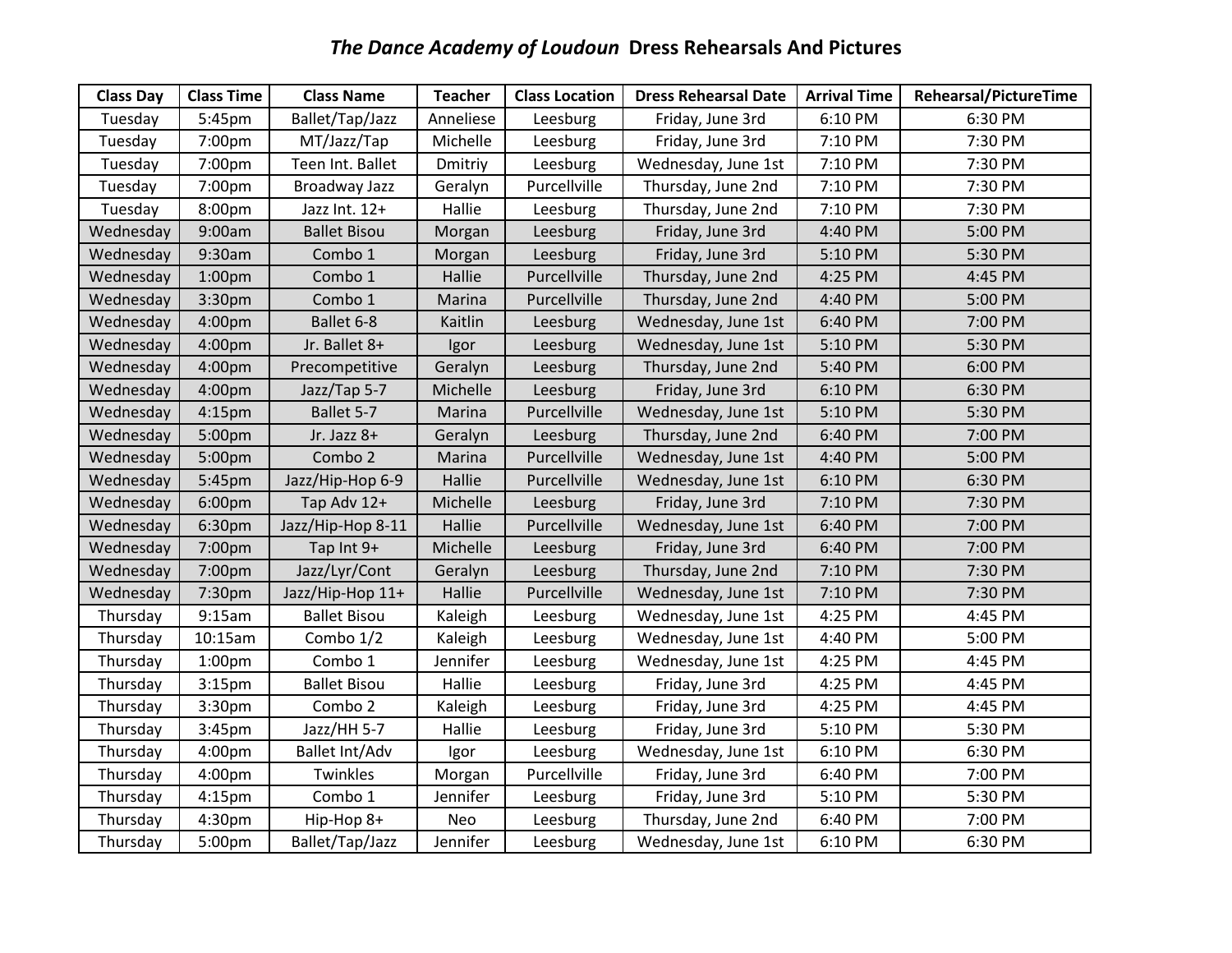# *The Dance Academy of Loudoun* Dress Rehearsals And Pictures

| Class Day | Class Time | Class Name | Teacher | Class Location | Dress Rehearsal Date | Arrival Time | Rehearsal/PictureTime |
|---|---|---|---|---|---|---|---|
| Tuesday | 5:45pm | Ballet/Tap/Jazz | Anneliese | Leesburg | Friday, June 3rd | 6:10 PM | 6:30 PM |
| Tuesday | 7:00pm | MT/Jazz/Tap | Michelle | Leesburg | Friday, June 3rd | 7:10 PM | 7:30 PM |
| Tuesday | 7:00pm | Teen Int. Ballet | Dmitriy | Leesburg | Wednesday, June 1st | 7:10 PM | 7:30 PM |
| Tuesday | 7:00pm | Broadway Jazz | Geralyn | Purcellville | Thursday, June 2nd | 7:10 PM | 7:30 PM |
| Tuesday | 8:00pm | Jazz Int. 12+ | Hallie | Leesburg | Thursday, June 2nd | 7:10 PM | 7:30 PM |
| Wednesday | 9:00am | Ballet Bisou | Morgan | Leesburg | Friday, June 3rd | 4:40 PM | 5:00 PM |
| Wednesday | 9:30am | Combo 1 | Morgan | Leesburg | Friday, June 3rd | 5:10 PM | 5:30 PM |
| Wednesday | 1:00pm | Combo 1 | Hallie | Purcellville | Thursday, June 2nd | 4:25 PM | 4:45 PM |
| Wednesday | 3:30pm | Combo 1 | Marina | Purcellville | Thursday, June 2nd | 4:40 PM | 5:00 PM |
| Wednesday | 4:00pm | Ballet 6-8 | Kaitlin | Leesburg | Wednesday, June 1st | 6:40 PM | 7:00 PM |
| Wednesday | 4:00pm | Jr. Ballet 8+ | Igor | Leesburg | Wednesday, June 1st | 5:10 PM | 5:30 PM |
| Wednesday | 4:00pm | Precompetitive | Geralyn | Leesburg | Thursday, June 2nd | 5:40 PM | 6:00 PM |
| Wednesday | 4:00pm | Jazz/Tap 5-7 | Michelle | Leesburg | Friday, June 3rd | 6:10 PM | 6:30 PM |
| Wednesday | 4:15pm | Ballet 5-7 | Marina | Purcellville | Wednesday, June 1st | 5:10 PM | 5:30 PM |
| Wednesday | 5:00pm | Jr. Jazz 8+ | Geralyn | Leesburg | Thursday, June 2nd | 6:40 PM | 7:00 PM |
| Wednesday | 5:00pm | Combo 2 | Marina | Purcellville | Wednesday, June 1st | 4:40 PM | 5:00 PM |
| Wednesday | 5:45pm | Jazz/Hip-Hop 6-9 | Hallie | Purcellville | Wednesday, June 1st | 6:10 PM | 6:30 PM |
| Wednesday | 6:00pm | Tap Adv 12+ | Michelle | Leesburg | Friday, June 3rd | 7:10 PM | 7:30 PM |
| Wednesday | 6:30pm | Jazz/Hip-Hop 8-11 | Hallie | Purcellville | Wednesday, June 1st | 6:40 PM | 7:00 PM |
| Wednesday | 7:00pm | Tap Int 9+ | Michelle | Leesburg | Friday, June 3rd | 6:40 PM | 7:00 PM |
| Wednesday | 7:00pm | Jazz/Lyr/Cont | Geralyn | Leesburg | Thursday, June 2nd | 7:10 PM | 7:30 PM |
| Wednesday | 7:30pm | Jazz/Hip-Hop 11+ | Hallie | Purcellville | Wednesday, June 1st | 7:10 PM | 7:30 PM |
| Thursday | 9:15am | Ballet Bisou | Kaleigh | Leesburg | Wednesday, June 1st | 4:25 PM | 4:45 PM |
| Thursday | 10:15am | Combo 1/2 | Kaleigh | Leesburg | Wednesday, June 1st | 4:40 PM | 5:00 PM |
| Thursday | 1:00pm | Combo 1 | Jennifer | Leesburg | Wednesday, June 1st | 4:25 PM | 4:45 PM |
| Thursday | 3:15pm | Ballet Bisou | Hallie | Leesburg | Friday, June 3rd | 4:25 PM | 4:45 PM |
| Thursday | 3:30pm | Combo 2 | Kaleigh | Leesburg | Friday, June 3rd | 4:25 PM | 4:45 PM |
| Thursday | 3:45pm | Jazz/HH 5-7 | Hallie | Leesburg | Friday, June 3rd | 5:10 PM | 5:30 PM |
| Thursday | 4:00pm | Ballet Int/Adv | Igor | Leesburg | Wednesday, June 1st | 6:10 PM | 6:30 PM |
| Thursday | 4:00pm | Twinkles | Morgan | Purcellville | Friday, June 3rd | 6:40 PM | 7:00 PM |
| Thursday | 4:15pm | Combo 1 | Jennifer | Leesburg | Friday, June 3rd | 5:10 PM | 5:30 PM |
| Thursday | 4:30pm | Hip-Hop 8+ | Neo | Leesburg | Thursday, June 2nd | 6:40 PM | 7:00 PM |
| Thursday | 5:00pm | Ballet/Tap/Jazz | Jennifer | Leesburg | Wednesday, June 1st | 6:10 PM | 6:30 PM |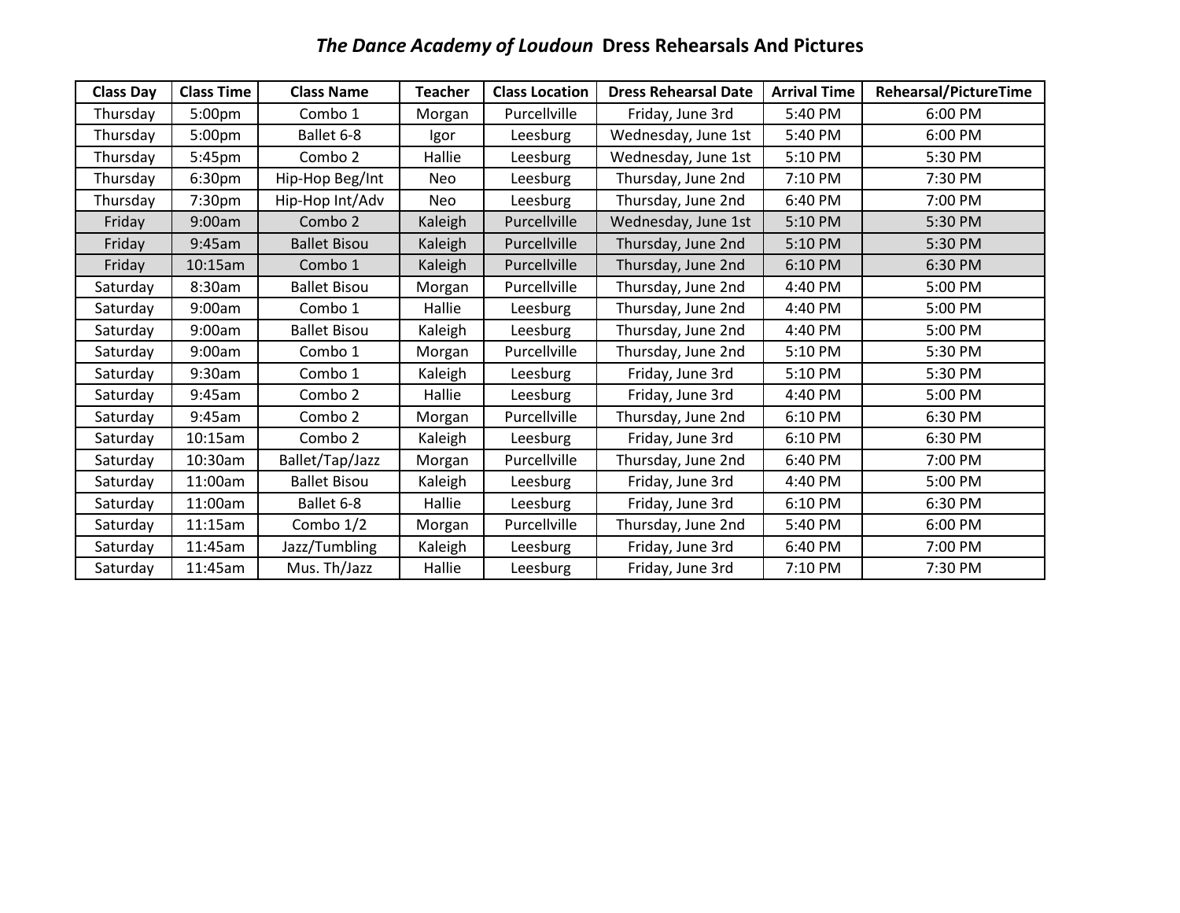# *The Dance Academy of Loudoun* Dress Rehearsals And Pictures

| Class Day | Class Time | Class Name | Teacher | Class Location | Dress Rehearsal Date | Arrival Time | Rehearsal/PictureTime |
|---|---|---|---|---|---|---|---|
| Thursday | 5:00pm | Combo 1 | Morgan | Purcellville | Friday, June 3rd | 5:40 PM | 6:00 PM |
| Thursday | 5:00pm | Ballet 6-8 | Igor | Leesburg | Wednesday, June 1st | 5:40 PM | 6:00 PM |
| Thursday | 5:45pm | Combo 2 | Hallie | Leesburg | Wednesday, June 1st | 5:10 PM | 5:30 PM |
| Thursday | 6:30pm | Hip-Hop Beg/Int | Neo | Leesburg | Thursday, June 2nd | 7:10 PM | 7:30 PM |
| Thursday | 7:30pm | Hip-Hop Int/Adv | Neo | Leesburg | Thursday, June 2nd | 6:40 PM | 7:00 PM |
| Friday | 9:00am | Combo 2 | Kaleigh | Purcellville | Wednesday, June 1st | 5:10 PM | 5:30 PM |
| Friday | 9:45am | Ballet Bisou | Kaleigh | Purcellville | Thursday, June 2nd | 5:10 PM | 5:30 PM |
| Friday | 10:15am | Combo 1 | Kaleigh | Purcellville | Thursday, June 2nd | 6:10 PM | 6:30 PM |
| Saturday | 8:30am | Ballet Bisou | Morgan | Purcellville | Thursday, June 2nd | 4:40 PM | 5:00 PM |
| Saturday | 9:00am | Combo 1 | Hallie | Leesburg | Thursday, June 2nd | 4:40 PM | 5:00 PM |
| Saturday | 9:00am | Ballet Bisou | Kaleigh | Leesburg | Thursday, June 2nd | 4:40 PM | 5:00 PM |
| Saturday | 9:00am | Combo 1 | Morgan | Purcellville | Thursday, June 2nd | 5:10 PM | 5:30 PM |
| Saturday | 9:30am | Combo 1 | Kaleigh | Leesburg | Friday, June 3rd | 5:10 PM | 5:30 PM |
| Saturday | 9:45am | Combo 2 | Hallie | Leesburg | Friday, June 3rd | 4:40 PM | 5:00 PM |
| Saturday | 9:45am | Combo 2 | Morgan | Purcellville | Thursday, June 2nd | 6:10 PM | 6:30 PM |
| Saturday | 10:15am | Combo 2 | Kaleigh | Leesburg | Friday, June 3rd | 6:10 PM | 6:30 PM |
| Saturday | 10:30am | Ballet/Tap/Jazz | Morgan | Purcellville | Thursday, June 2nd | 6:40 PM | 7:00 PM |
| Saturday | 11:00am | Ballet Bisou | Kaleigh | Leesburg | Friday, June 3rd | 4:40 PM | 5:00 PM |
| Saturday | 11:00am | Ballet 6-8 | Hallie | Leesburg | Friday, June 3rd | 6:10 PM | 6:30 PM |
| Saturday | 11:15am | Combo 1/2 | Morgan | Purcellville | Thursday, June 2nd | 5:40 PM | 6:00 PM |
| Saturday | 11:45am | Jazz/Tumbling | Kaleigh | Leesburg | Friday, June 3rd | 6:40 PM | 7:00 PM |
| Saturday | 11:45am | Mus. Th/Jazz | Hallie | Leesburg | Friday, June 3rd | 7:10 PM | 7:30 PM |